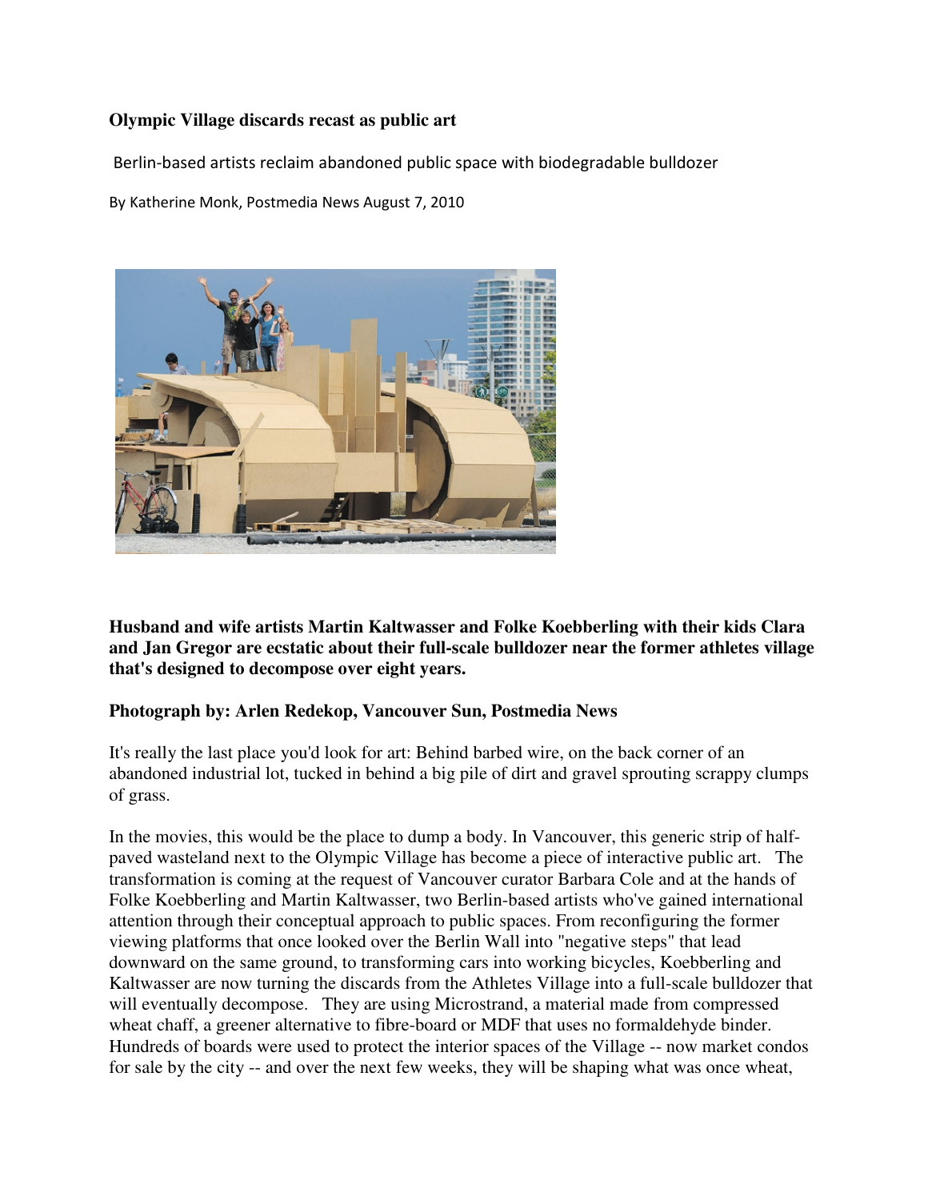# Olympic Village discards recast as public art

Berlin-based artists reclaim abandoned public space with biodegradable bulldozer

By Katherine Monk, Postmedia News August 7, 2010

**Husband and wife artists Martin Kaltwasser and Folke Koebberling with their kids Clara and Jan Gregor are ecstatic about their full-scale bulldozer near the former athletes village that's designed to decompose over eight years.**

**Photograph by: Arlen Redekop, Vancouver Sun, Postmedia News**

It's really the last place you'd look for art: Behind barbed wire, on the back corner of an abandoned industrial lot, tucked in behind a big pile of dirt and gravel sprouting scrappy clumps of grass.

In the movies, this would be the place to dump a body. In Vancouver, this generic strip of half-paved wasteland next to the Olympic Village has become a piece of interactive public art. The transformation is coming at the request of Vancouver curator Barbara Cole and at the hands of Folke Koebberling and Martin Kaltwasser, two Berlin-based artists who've gained international attention through their conceptual approach to public spaces. From reconfiguring the former viewing platforms that once looked over the Berlin Wall into "negative steps" that lead downward on the same ground, to transforming cars into working bicycles, Koebberling and Kaltwasser are now turning the discards from the Athletes Village into a full-scale bulldozer that will eventually decompose. They are using Microstrand, a material made from compressed wheat chaff, a greener alternative to fibre-board or MDF that uses no formaldehyde binder. Hundreds of boards were used to protect the interior spaces of the Village -- now market condos for sale by the city -- and over the next few weeks, they will be shaping what was once wheat,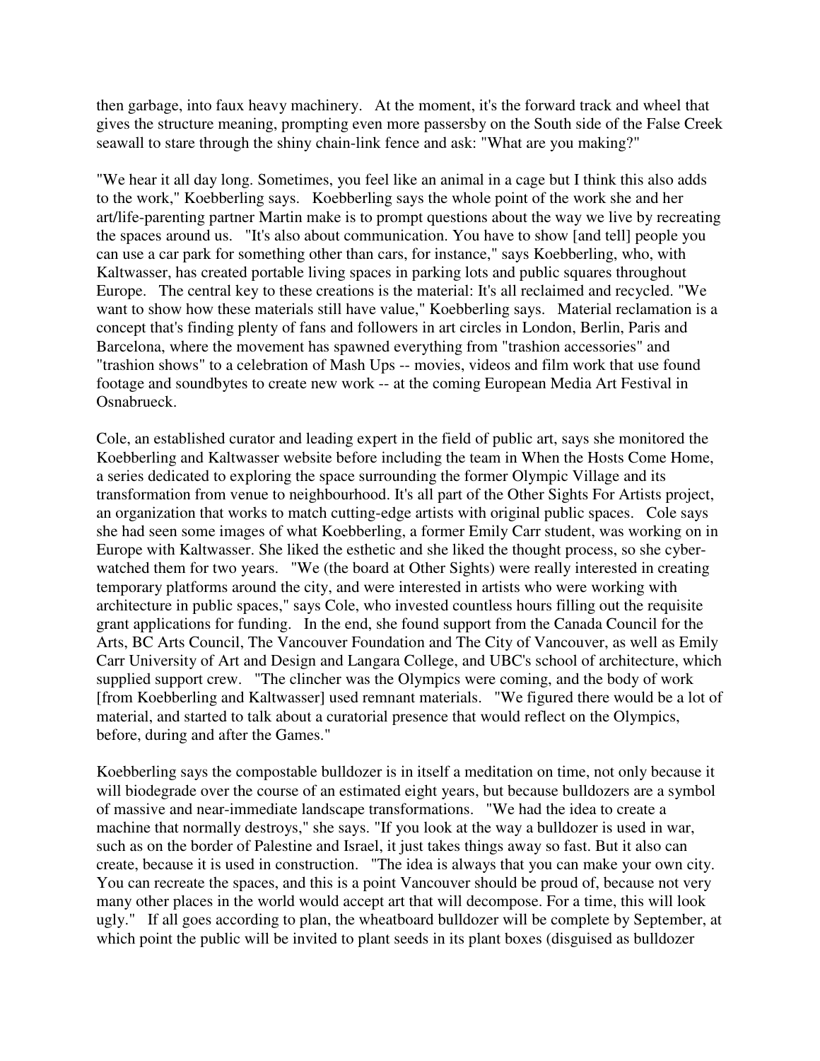then garbage, into faux heavy machinery. At the moment, it's the forward track and wheel that gives the structure meaning, prompting even more passersby on the South side of the False Creek seawall to stare through the shiny chain-link fence and ask: "What are you making?"

"We hear it all day long. Sometimes, you feel like an animal in a cage but I think this also adds to the work," Koebberling says. Koebberling says the whole point of the work she and her art/life-parenting partner Martin make is to prompt questions about the way we live by recreating the spaces around us. "It's also about communication. You have to show [and tell] people you can use a car park for something other than cars, for instance," says Koebberling, who, with Kaltwasser, has created portable living spaces in parking lots and public squares throughout Europe. The central key to these creations is the material: It's all reclaimed and recycled. "We want to show how these materials still have value," Koebberling says. Material reclamation is a concept that's finding plenty of fans and followers in art circles in London, Berlin, Paris and Barcelona, where the movement has spawned everything from "trashion accessories" and "trashion shows" to a celebration of Mash Ups -- movies, videos and film work that use found footage and soundbytes to create new work -- at the coming European Media Art Festival in Osnabrueck.

Cole, an established curator and leading expert in the field of public art, says she monitored the Koebberling and Kaltwasser website before including the team in When the Hosts Come Home, a series dedicated to exploring the space surrounding the former Olympic Village and its transformation from venue to neighbourhood. It's all part of the Other Sights For Artists project, an organization that works to match cutting-edge artists with original public spaces. Cole says she had seen some images of what Koebberling, a former Emily Carr student, was working on in Europe with Kaltwasser. She liked the esthetic and she liked the thought process, so she cyber-watched them for two years. "We (the board at Other Sights) were really interested in creating temporary platforms around the city, and were interested in artists who were working with architecture in public spaces," says Cole, who invested countless hours filling out the requisite grant applications for funding. In the end, she found support from the Canada Council for the Arts, BC Arts Council, The Vancouver Foundation and The City of Vancouver, as well as Emily Carr University of Art and Design and Langara College, and UBC's school of architecture, which supplied support crew. "The clincher was the Olympics were coming, and the body of work [from Koebberling and Kaltwasser] used remnant materials. "We figured there would be a lot of material, and started to talk about a curatorial presence that would reflect on the Olympics, before, during and after the Games."

Koebberling says the compostable bulldozer is in itself a meditation on time, not only because it will biodegrade over the course of an estimated eight years, but because bulldozers are a symbol of massive and near-immediate landscape transformations. "We had the idea to create a machine that normally destroys," she says. "If you look at the way a bulldozer is used in war, such as on the border of Palestine and Israel, it just takes things away so fast. But it also can create, because it is used in construction. "The idea is always that you can make your own city. You can recreate the spaces, and this is a point Vancouver should be proud of, because not very many other places in the world would accept art that will decompose. For a time, this will look ugly." If all goes according to plan, the wheatboard bulldozer will be complete by September, at which point the public will be invited to plant seeds in its plant boxes (disguised as bulldozer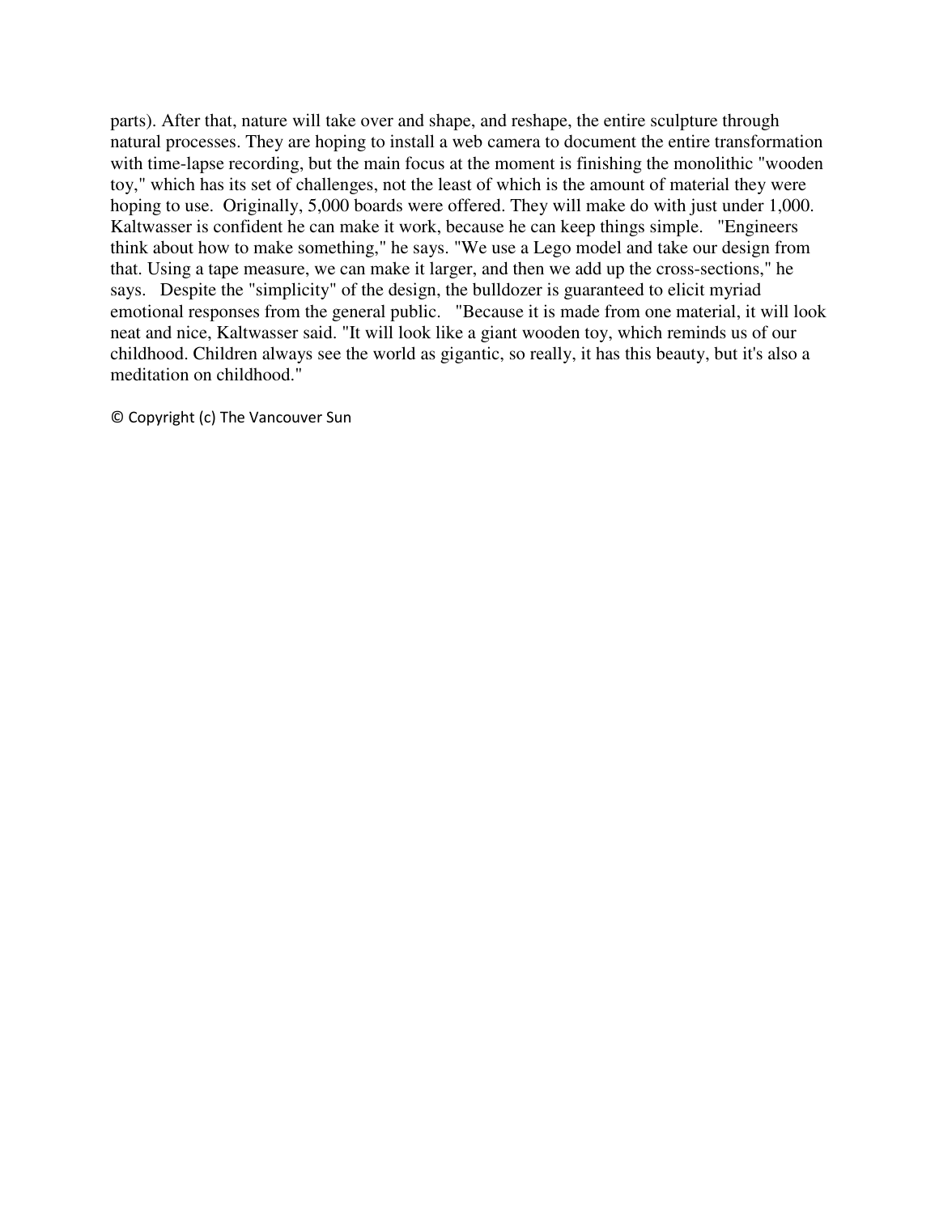parts). After that, nature will take over and shape, and reshape, the entire sculpture through natural processes. They are hoping to install a web camera to document the entire transformation with time-lapse recording, but the main focus at the moment is finishing the monolithic "wooden toy," which has its set of challenges, not the least of which is the amount of material they were hoping to use. Originally, 5,000 boards were offered. They will make do with just under 1,000. Kaltwasser is confident he can make it work, because he can keep things simple. "Engineers think about how to make something," he says. "We use a Lego model and take our design from that. Using a tape measure, we can make it larger, and then we add up the cross-sections," he says. Despite the "simplicity" of the design, the bulldozer is guaranteed to elicit myriad emotional responses from the general public. "Because it is made from one material, it will look neat and nice, Kaltwasser said. "It will look like a giant wooden toy, which reminds us of our childhood. Children always see the world as gigantic, so really, it has this beauty, but it's also a meditation on childhood."

© Copyright (c) The Vancouver Sun